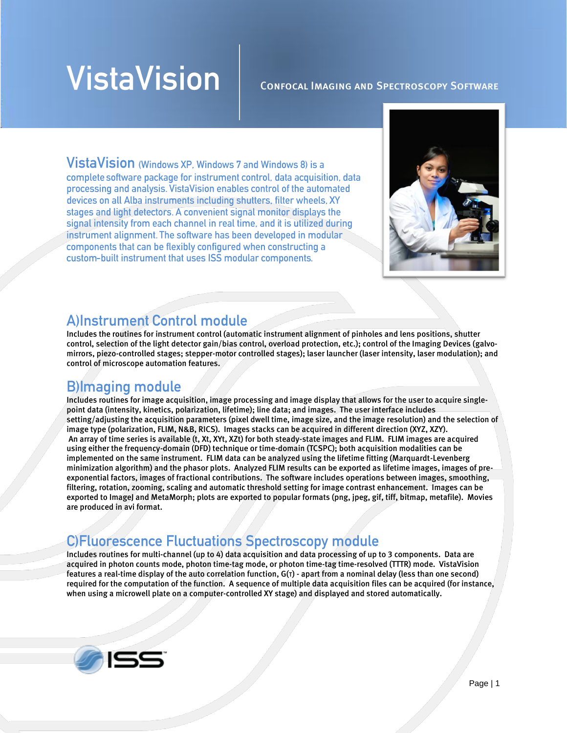# VistaVision

**Confocal Imaging and Spectroscopy Software**

**VistaVision** (Windows XP, Windows 7 and Windows 8) is a complete software package for instrument control, data acquisition, data processing and analysis. VistaVision enables control of the automated devices on all Alba instruments including shutters, filter wheels, XY stages and light detectors. A convenient signal monitor displays the signal intensity from each channel in real time, and it is utilized during instrument alignment. The software has been developed in modular components that can be flexibly configured when constructing a custom-built instrument that uses ISS modular components.

## A)Instrument Control module

Includes the routines for instrument control (automatic instrument alignment of pinholes and lens positions, shutter control, selection of the light detector gain/bias control, overload protection, etc.); control of the Imaging Devices (galvo-mirrors, piezo-controlled stages; stepper-motor controlled stages); laser launcher (laser intensity, laser modulation); and control of microscope automation features.

## B)Imaging module

Includes routines for image acquisition, image processing and image display that allows for the user to acquire single-point data (intensity, kinetics, polarization, lifetime); line data; and images. The user interface includes setting/adjusting the acquisition parameters (pixel dwell time, image size, and the image resolution) and the selection of image type (polarization, FLIM, N&B, RICS). Images stacks can be acquired in different direction (XYZ, XZY). An array of time series is available (t, Xt, XYt, XZt) for both steady-state images and FLIM. FLIM images are acquired using either the frequency-domain (DFD) technique or time-domain (TCSPC); both acquisition modalities can be implemented on the same instrument. FLIM data can be analyzed using the lifetime fitting (Marquardt-Levenberg minimization algorithm) and the phasor plots. Analyzed FLIM results can be exported as lifetime images, images of pre-exponential factors, images of fractional contributions. The software includes operations between images, smoothing, filtering, rotation, zooming, scaling and automatic threshold setting for image contrast enhancement. Images can be exported to ImageJ and MetaMorph; plots are exported to popular formats (png, jpeg, gif, tiff, bitmap, metafile). Movies are produced in avi format.

## C)Fluorescence Fluctuations Spectroscopy module

Includes routines for multi-channel (up to 4) data acquisition and data processing of up to 3 components. Data are acquired in photon counts mode, photon time-tag mode, or photon time-tag time-resolved (TTTR) mode. VistaVision features a real-time display of the auto correlation function, $G(\tau)$ - apart from a nominal delay (less than one second) required for the computation of the function. A sequence of multiple data acquisition files can be acquired (for instance, when using a microwell plate on a computer-controlled XY stage) and displayed and stored automatically.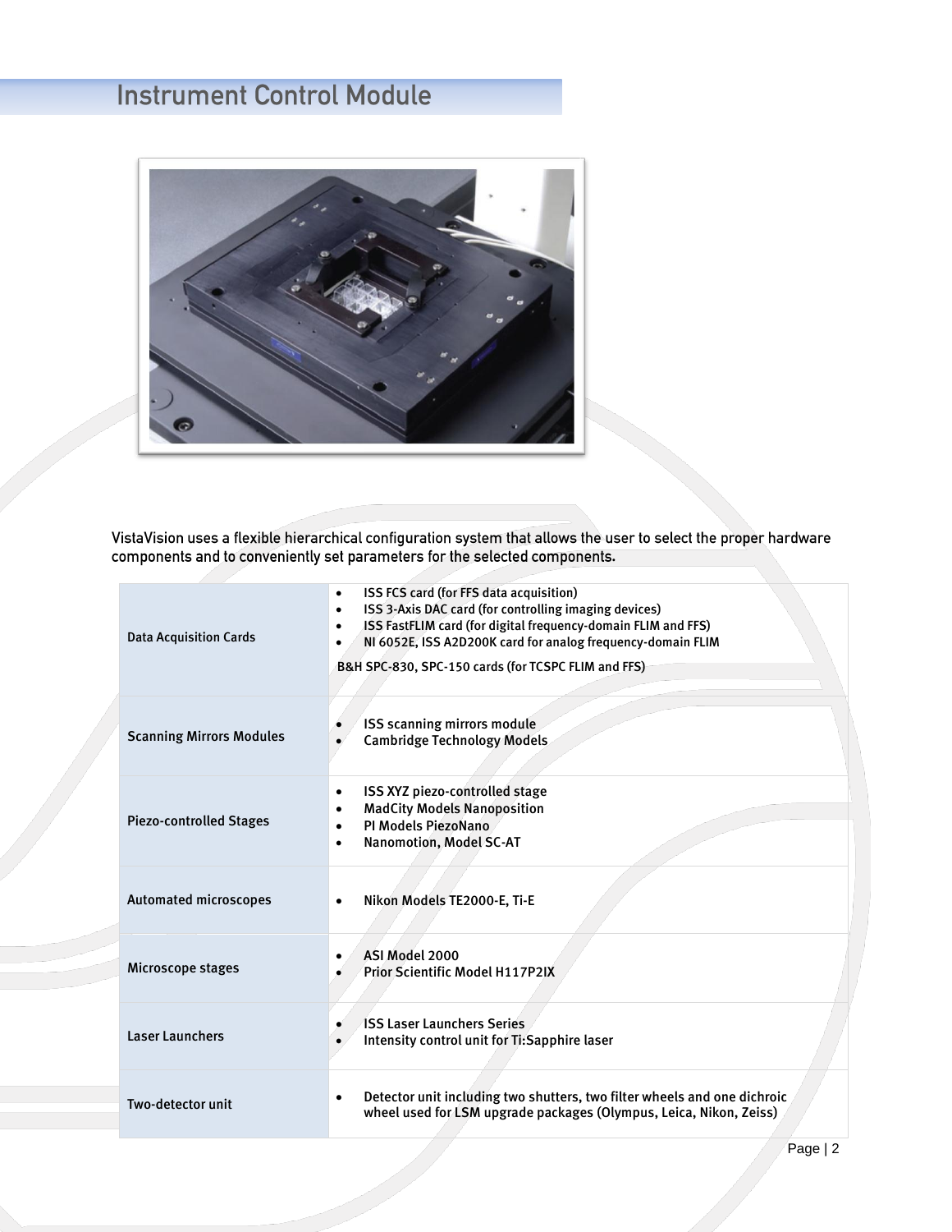# Instrument Control Module

VistaVision uses a flexible hierarchical configuration system that allows the user to select the proper hardware components and to conveniently set parameters for the selected components.

| | |
|---|---|
| Data Acquisition Cards | • ISS FCS card (for FFS data acquisition)<br>• ISS 3-Axis DAC card (for controlling imaging devices)<br>• ISS FastFLIM card (for digital frequency-domain FLIM and FFS)<br>• NI 6052E, ISS A2D200K card for analog frequency-domain FLIM<br>B&H SPC-830, SPC-150 cards (for TCSPC FLIM and FFS) |
| Scanning Mirrors Modules | • ISS scanning mirrors module<br>• Cambridge Technology Models |
| Piezo-controlled Stages | • ISS XYZ piezo-controlled stage<br>• MadCity Models Nanoposition<br>• PI Models PiezoNano<br>• Nanomotion, Model SC-AT |
| Automated microscopes | • Nikon Models TE2000-E, Ti-E |
| Microscope stages | • ASI Model 2000<br>• Prior Scientific Model H117P2IX |
| Laser Launchers | • ISS Laser Launchers Series<br>• Intensity control unit for Ti:Sapphire laser |
| Two-detector unit | • Detector unit including two shutters, two filter wheels and one dichroic wheel used for LSM upgrade packages (Olympus, Leica, Nikon, Zeiss) |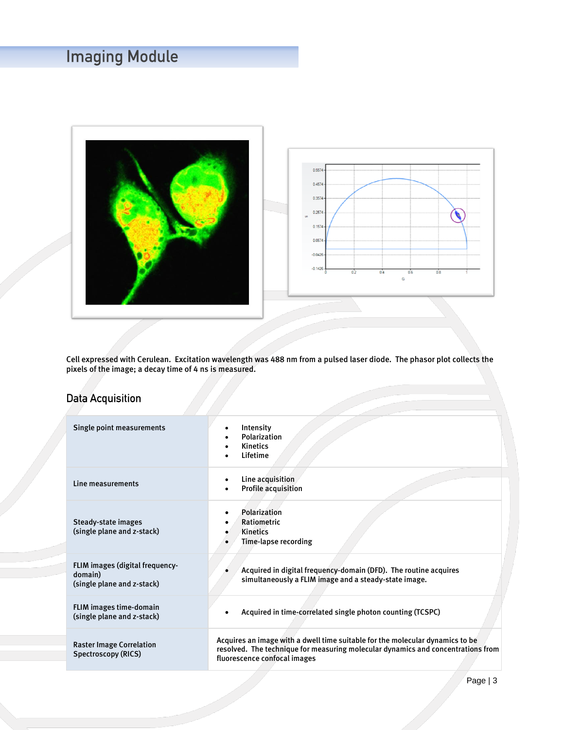# Imaging Module

Cell expressed with Cerulean. Excitation wavelength was 488 nm from a pulsed laser diode. The phasor plot collects the pixels of the image; a decay time of 4 ns is measured.

## Data Acquisition

| | |
|---|---|
| Single point measurements | • Intensity<br>• Polarization<br>• Kinetics<br>• Lifetime |
| Line measurements | • Line acquisition<br>• Profile acquisition |
| Steady-state images (single plane and z-stack) | • Polarization<br>• Ratiometric<br>• Kinetics<br>• Time-lapse recording |
| FLIM images (digital frequency-domain) (single plane and z-stack) | • Acquired in digital frequency-domain (DFD). The routine acquires simultaneously a FLIM image and a steady-state image. |
| FLIM images time-domain (single plane and z-stack) | • Acquired in time-correlated single photon counting (TCSPC) |
| Raster Image Correlation Spectroscopy (RICS) | Acquires an image with a dwell time suitable for the molecular dynamics to be resolved. The technique for measuring molecular dynamics and concentrations from fluorescence confocal images |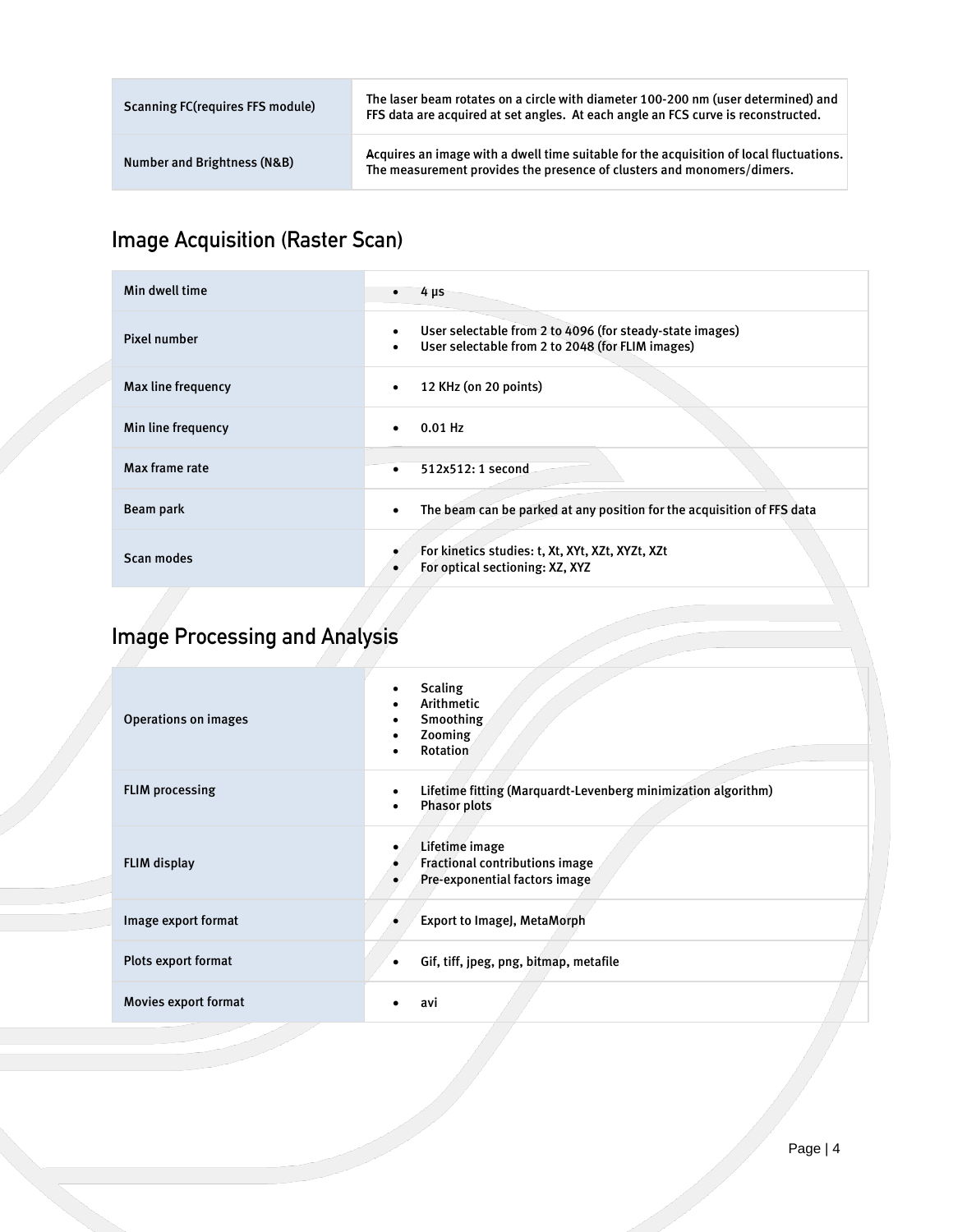| Scanning FC(requires FFS module) | The laser beam rotates on a circle with diameter 100-200 nm (user determined) and FFS data are acquired at set angles. At each angle an FCS curve is reconstructed. |
|---|---|
| Number and Brightness (N&B) | Acquires an image with a dwell time suitable for the acquisition of local fluctuations. The measurement provides the presence of clusters and monomers/dimers. |

## Image Acquisition (Raster Scan)

| Min dwell time | • 4 µs |
|---|---|
| Pixel number | • User selectable from 2 to 4096 (for steady-state images)<br>• User selectable from 2 to 2048 (for FLIM images) |
| Max line frequency | • 12 KHz (on 20 points) |
| Min line frequency | • 0.01 Hz |
| Max frame rate | • 512x512: 1 second |
| Beam park | • The beam can be parked at any position for the acquisition of FFS data |
| Scan modes | • For kinetics studies: t, Xt, XYt, XZt, XYZt, XZt<br>• For optical sectioning: XZ, XYZ |

## Image Processing and Analysis

| Operations on images | • Scaling<br>• Arithmetic<br>• Smoothing<br>• Zooming<br>• Rotation |
|---|---|
| FLIM processing | • Lifetime fitting (Marquardt-Levenberg minimization algorithm)<br>• Phasor plots |
| FLIM display | • Lifetime image<br>• Fractional contributions image<br>• Pre-exponential factors image |
| Image export format | • Export to ImageJ, MetaMorph |
| Plots export format | • Gif, tiff, jpeg, png, bitmap, metafile |
| Movies export format | • avi |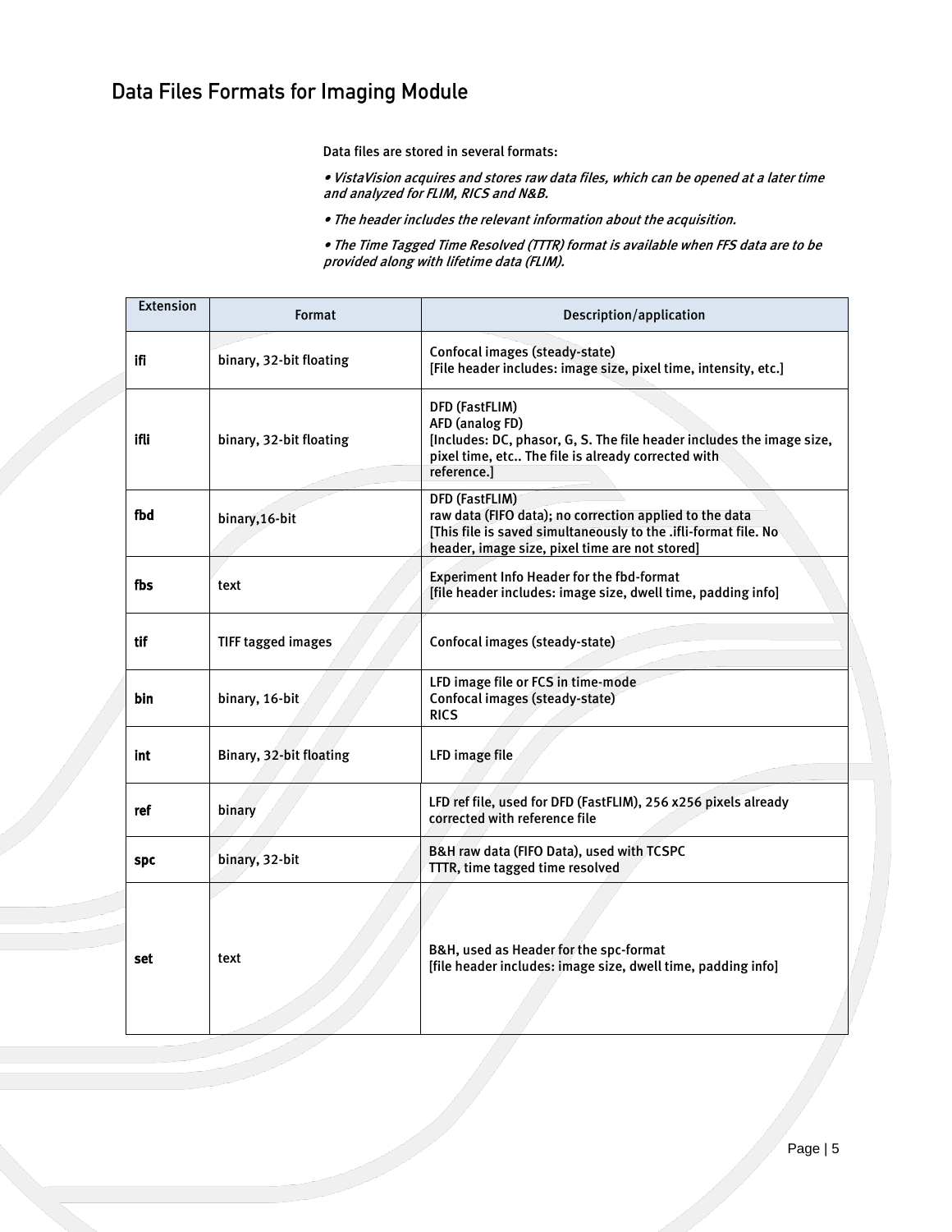## Data Files Formats for Imaging Module

Data files are stored in several formats:

*• VistaVision acquires and stores raw data files, which can be opened at a later time and analyzed for FLIM, RICS and N&B.*

*• The header includes the relevant information about the acquisition.*

*• The Time Tagged Time Resolved (TTTR) format is available when FFS data are to be provided along with lifetime data (FLIM).*

| Extension | Format | Description/application |
|---|---|---|
| **ifi** | binary, 32-bit floating | Confocal images (steady-state)<br>[File header includes: image size, pixel time, intensity, etc.] |
| **ifli** | binary, 32-bit floating | DFD (FastFLIM)<br>AFD (analog FD)<br>[Includes: DC, phasor, G, S. The file header includes the image size, pixel time, etc.. The file is already corrected with reference.] |
| **fbd** | binary,16-bit | DFD (FastFLIM)<br>raw data (FIFO data); no correction applied to the data<br>[This file is saved simultaneously to the .ifli-format file. No header, image size, pixel time are not stored] |
| **fbs** | text | Experiment Info Header for the fbd-format<br>[file header includes: image size, dwell time, padding info] |
| **tif** | TIFF tagged images | Confocal images (steady-state) |
| **bin** | binary, 16-bit | LFD image file or FCS in time-mode<br>Confocal images (steady-state)<br>RICS |
| **int** | Binary, 32-bit floating | LFD image file |
| **ref** | binary | LFD ref file, used for DFD (FastFLIM), 256 x256 pixels already corrected with reference file |
| **spc** | binary, 32-bit | B&H raw data (FIFO Data), used with TCSPC<br>TTTR, time tagged time resolved |
| **set** | text | B&H, used as Header for the spc-format<br>[file header includes: image size, dwell time, padding info] |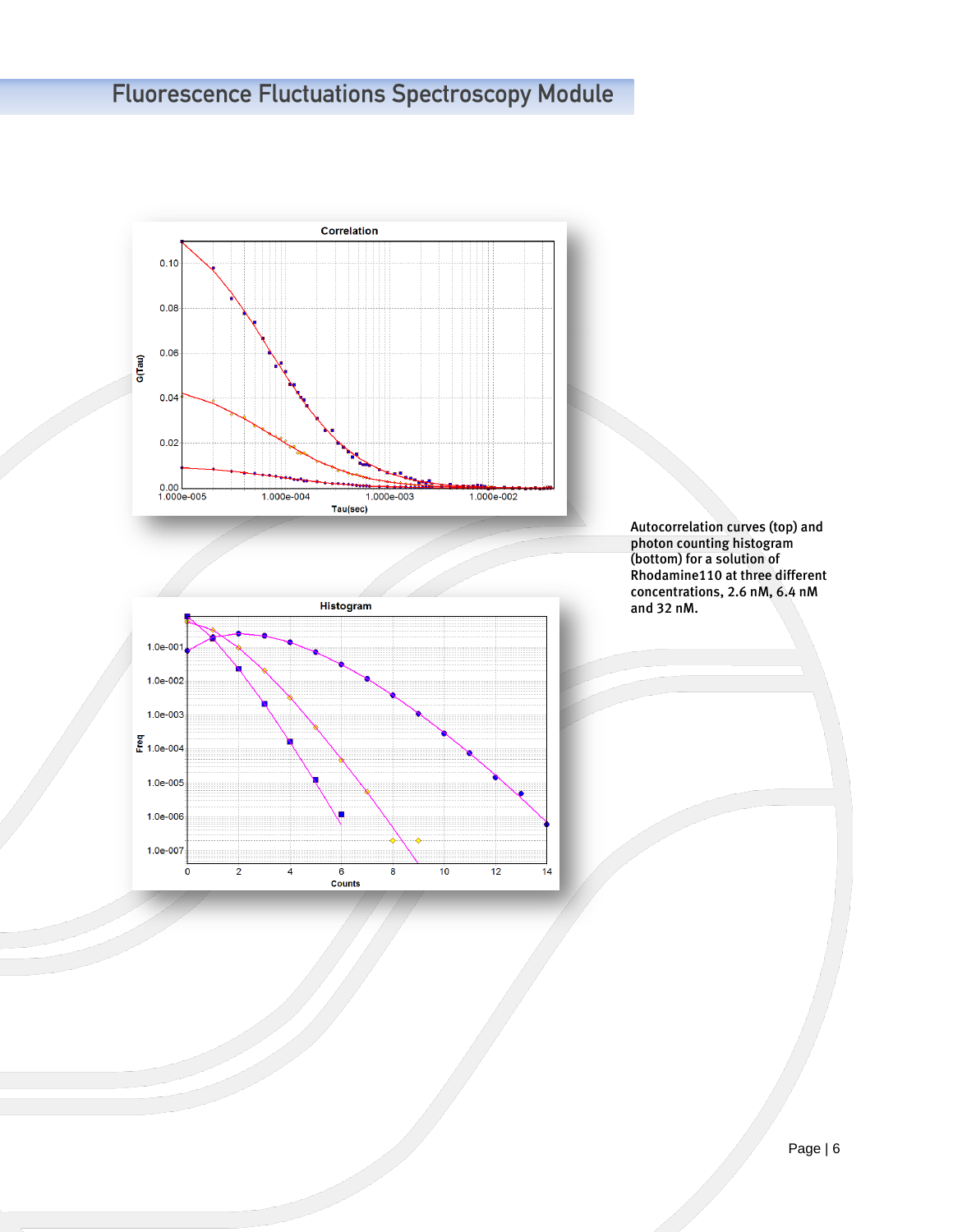Autocorrelation curves (top) and photon counting histogram (bottom) for a solution of Rhodamine110 at three different concentrations, 2.6 nM, 6.4 nM and 32 nM.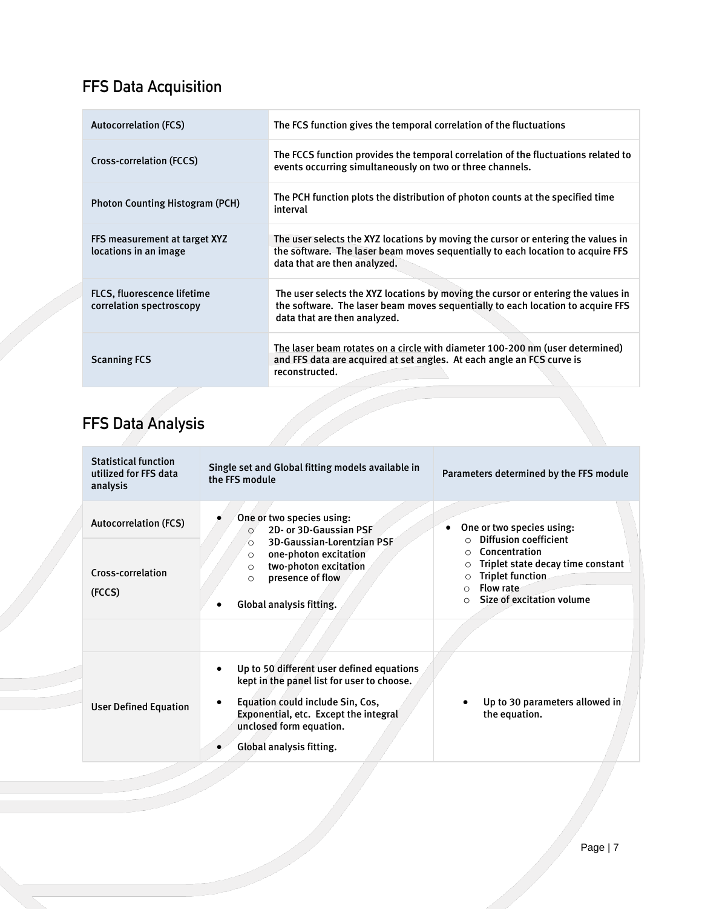## FFS Data Acquisition

| | |
|---|---|
| Autocorrelation (FCS) | The FCS function gives the temporal correlation of the fluctuations |
| Cross-correlation (FCCS) | The FCCS function provides the temporal correlation of the fluctuations related to events occurring simultaneously on two or three channels. |
| Photon Counting Histogram (PCH) | The PCH function plots the distribution of photon counts at the specified time interval |
| FFS measurement at target XYZ locations in an image | The user selects the XYZ locations by moving the cursor or entering the values in the software. The laser beam moves sequentially to each location to acquire FFS data that are then analyzed. |
| FLCS, fluorescence lifetime correlation spectroscopy | The user selects the XYZ locations by moving the cursor or entering the values in the software. The laser beam moves sequentially to each location to acquire FFS data that are then analyzed. |
| Scanning FCS | The laser beam rotates on a circle with diameter 100-200 nm (user determined) and FFS data are acquired at set angles. At each angle an FCS curve is reconstructed. |

## FFS Data Analysis

| Statistical function utilized for FFS data analysis | Single set and Global fitting models available in the FFS module | Parameters determined by the FFS module |
|---|---|---|
| Autocorrelation (FCS)<br><br>Cross-correlation (FCCS) | • One or two species using:<br>○ 2D- or 3D-Gaussian PSF<br>○ 3D-Gaussian-Lorentzian PSF<br>○ one-photon excitation<br>○ two-photon excitation<br>○ presence of flow<br><br>• Global analysis fitting. | • One or two species using:<br>○ Diffusion coefficient<br>○ Concentration<br>○ Triplet state decay time constant<br>○ Triplet function<br>○ Flow rate<br>○ Size of excitation volume |
| | | |
| User Defined Equation | • Up to 50 different user defined equations kept in the panel list for user to choose.<br>• Equation could include Sin, Cos, Exponential, etc. Except the integral unclosed form equation.<br>• Global analysis fitting. | • Up to 30 parameters allowed in the equation. |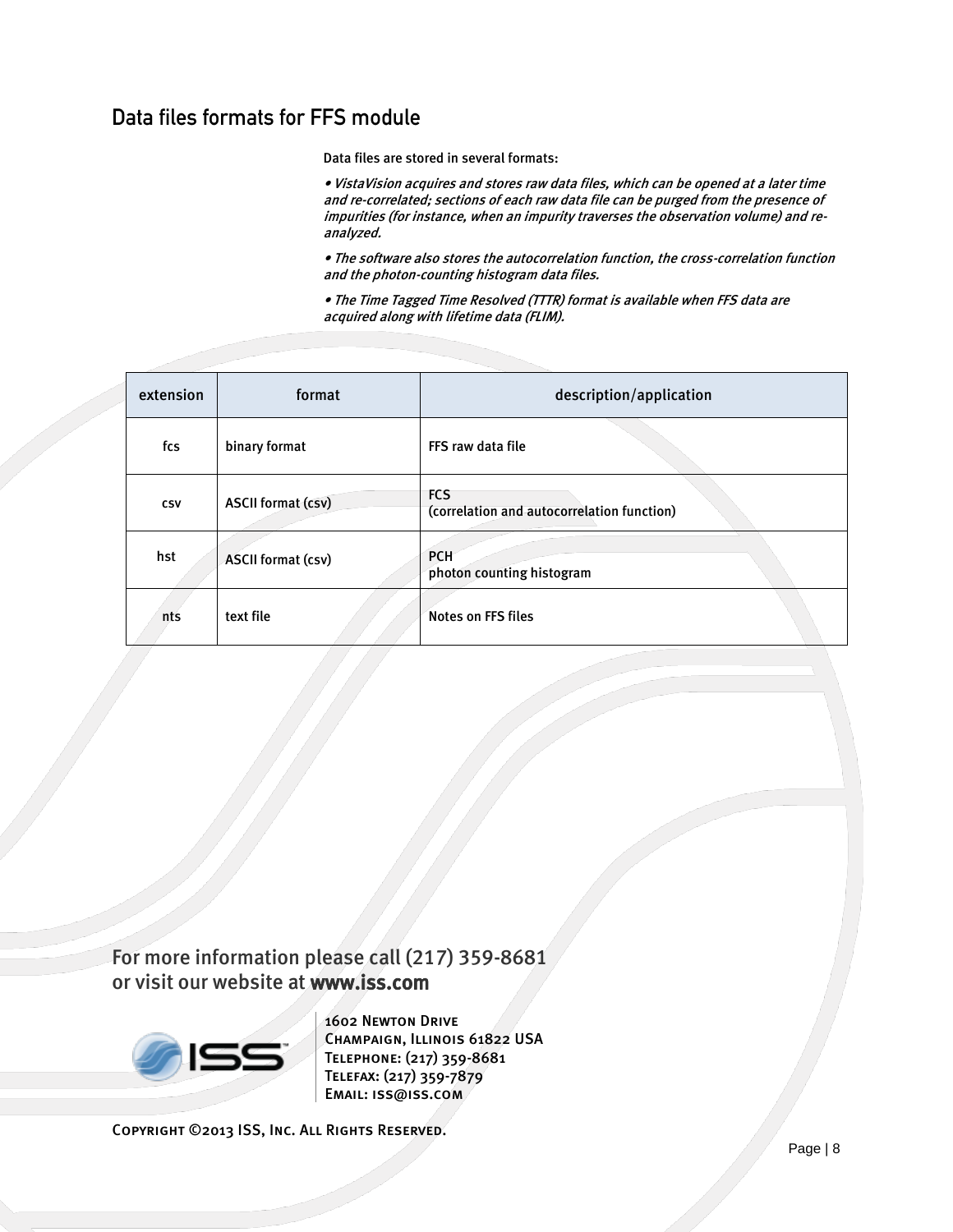## Data files formats for FFS module

Data files are stored in several formats:

*• VistaVision acquires and stores raw data files, which can be opened at a later time and re-correlated; sections of each raw data file can be purged from the presence of impurities (for instance, when an impurity traverses the observation volume) and re-analyzed.*

*• The software also stores the autocorrelation function, the cross-correlation function and the photon-counting histogram data files.*

*• The Time Tagged Time Resolved (TTTR) format is available when FFS data are acquired along with lifetime data (FLIM).*

| extension | format | description/application |
|---|---|---|
| fcs | binary format | FFS raw data file |
| csv | ASCII format (csv) | FCS<br>(correlation and autocorrelation function) |
| hst | ASCII format (csv) | PCH<br>photon counting histogram |
| nts | text file | Notes on FFS files |

For more information please call (217) 359-8681
or visit our website at **www.iss.com**

1602 Newton Drive
Champaign, Illinois 61822 USA
Telephone: (217) 359-8681
Telefax: (217) 359-7879
Email: iss@iss.com

Copyright ©2013 ISS, Inc. All Rights Reserved.